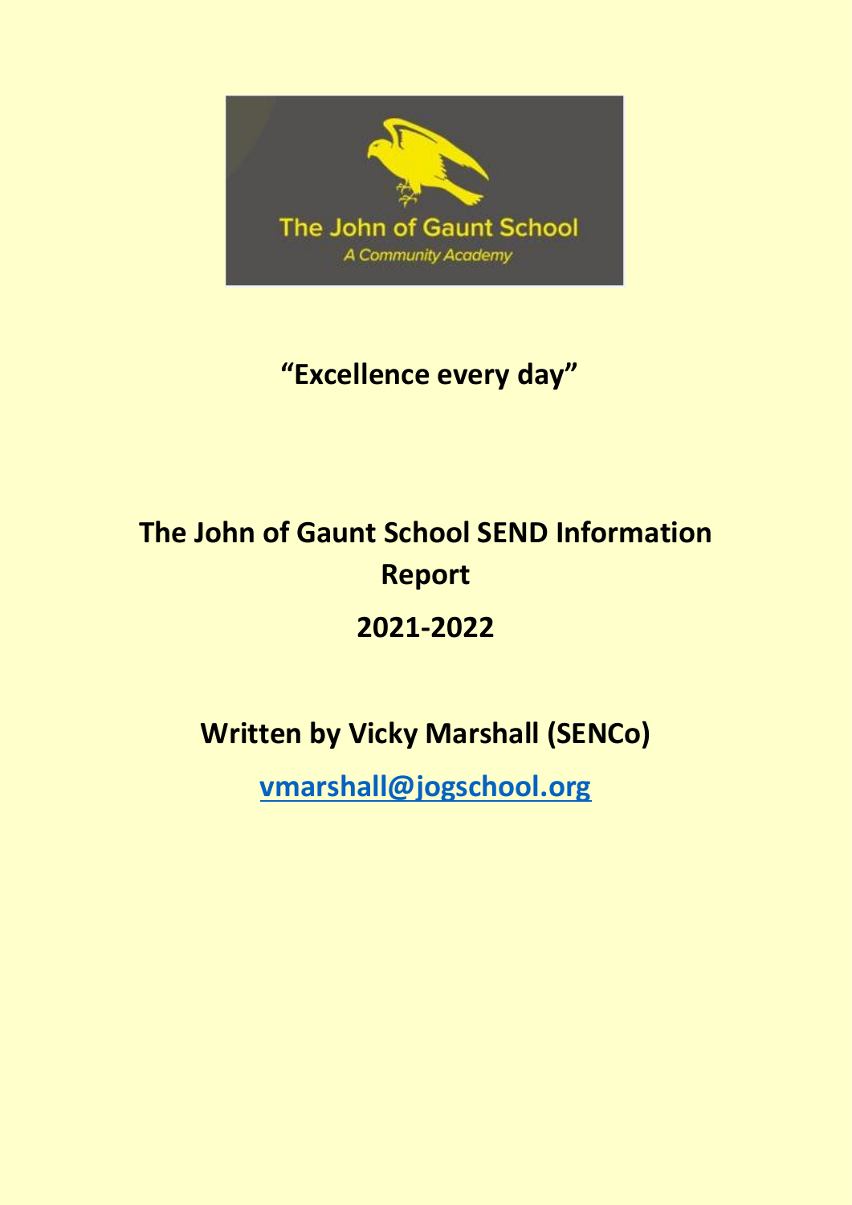The John of Gaunt School

*A Community Academy*

## "Excellence every day"

# The John of Gaunt School SEND Information Report

# 2021-2022

## Written by Vicky Marshall (SENCo)

**vmarshall@jogschool.org**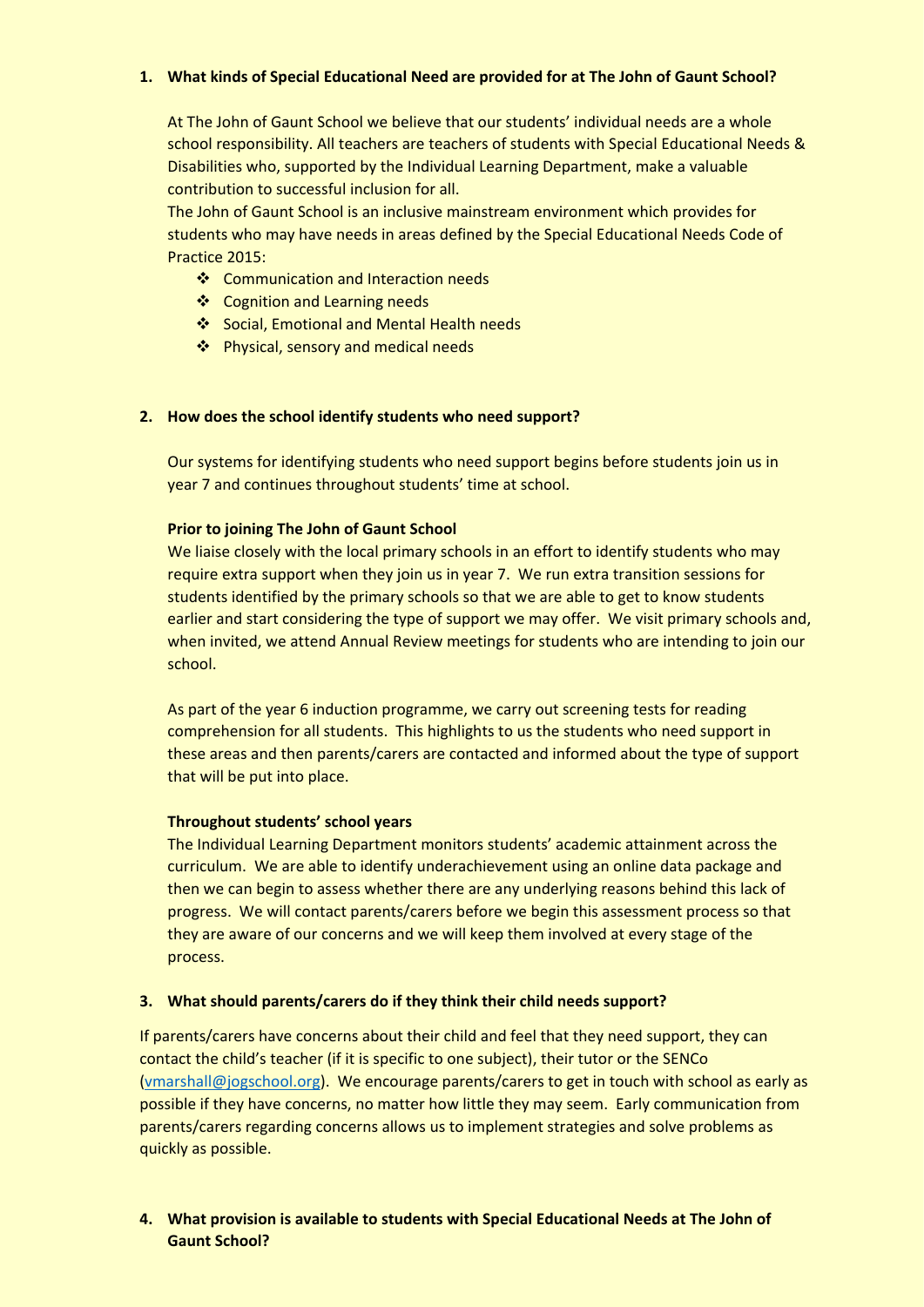## 1. What kinds of Special Educational Need are provided for at The John of Gaunt School?

At The John of Gaunt School we believe that our students' individual needs are a whole school responsibility. All teachers are teachers of students with Special Educational Needs & Disabilities who, supported by the Individual Learning Department, make a valuable contribution to successful inclusion for all.

The John of Gaunt School is an inclusive mainstream environment which provides for students who may have needs in areas defined by the Special Educational Needs Code of Practice 2015:

- Communication and Interaction needs
- Cognition and Learning needs
- Social, Emotional and Mental Health needs
- Physical, sensory and medical needs

## 2. How does the school identify students who need support?

Our systems for identifying students who need support begins before students join us in year 7 and continues throughout students' time at school.

**Prior to joining The John of Gaunt School**

We liaise closely with the local primary schools in an effort to identify students who may require extra support when they join us in year 7. We run extra transition sessions for students identified by the primary schools so that we are able to get to know students earlier and start considering the type of support we may offer. We visit primary schools and, when invited, we attend Annual Review meetings for students who are intending to join our school.

As part of the year 6 induction programme, we carry out screening tests for reading comprehension for all students. This highlights to us the students who need support in these areas and then parents/carers are contacted and informed about the type of support that will be put into place.

**Throughout students' school years**

The Individual Learning Department monitors students' academic attainment across the curriculum. We are able to identify underachievement using an online data package and then we can begin to assess whether there are any underlying reasons behind this lack of progress. We will contact parents/carers before we begin this assessment process so that they are aware of our concerns and we will keep them involved at every stage of the process.

## 3. What should parents/carers do if they think their child needs support?

If parents/carers have concerns about their child and feel that they need support, they can contact the child's teacher (if it is specific to one subject), their tutor or the SENCo (vmarshall@jogschool.org). We encourage parents/carers to get in touch with school as early as possible if they have concerns, no matter how little they may seem. Early communication from parents/carers regarding concerns allows us to implement strategies and solve problems as quickly as possible.

## 4. What provision is available to students with Special Educational Needs at The John of Gaunt School?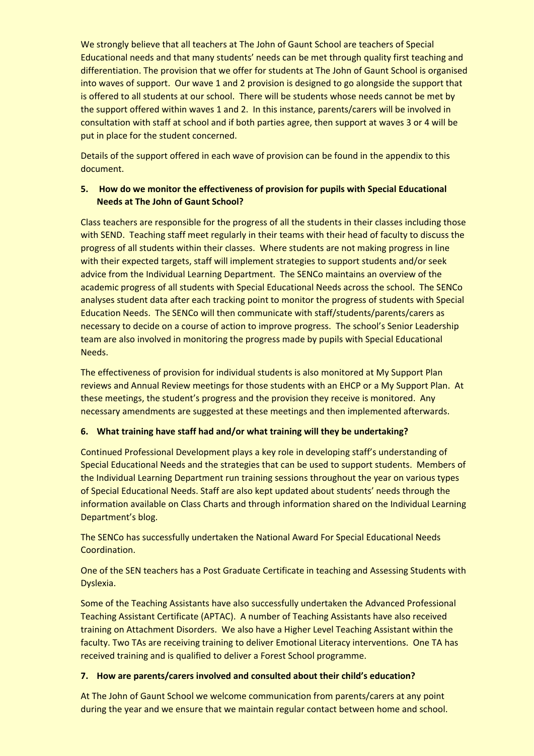We strongly believe that all teachers at The John of Gaunt School are teachers of Special Educational needs and that many students' needs can be met through quality first teaching and differentiation. The provision that we offer for students at The John of Gaunt School is organised into waves of support. Our wave 1 and 2 provision is designed to go alongside the support that is offered to all students at our school. There will be students whose needs cannot be met by the support offered within waves 1 and 2. In this instance, parents/carers will be involved in consultation with staff at school and if both parties agree, then support at waves 3 or 4 will be put in place for the student concerned.

Details of the support offered in each wave of provision can be found in the appendix to this document.

## 5. How do we monitor the effectiveness of provision for pupils with Special Educational Needs at The John of Gaunt School?

Class teachers are responsible for the progress of all the students in their classes including those with SEND. Teaching staff meet regularly in their teams with their head of faculty to discuss the progress of all students within their classes. Where students are not making progress in line with their expected targets, staff will implement strategies to support students and/or seek advice from the Individual Learning Department. The SENCo maintains an overview of the academic progress of all students with Special Educational Needs across the school. The SENCo analyses student data after each tracking point to monitor the progress of students with Special Education Needs. The SENCo will then communicate with staff/students/parents/carers as necessary to decide on a course of action to improve progress. The school's Senior Leadership team are also involved in monitoring the progress made by pupils with Special Educational Needs.

The effectiveness of provision for individual students is also monitored at My Support Plan reviews and Annual Review meetings for those students with an EHCP or a My Support Plan. At these meetings, the student's progress and the provision they receive is monitored. Any necessary amendments are suggested at these meetings and then implemented afterwards.

## 6. What training have staff had and/or what training will they be undertaking?

Continued Professional Development plays a key role in developing staff's understanding of Special Educational Needs and the strategies that can be used to support students. Members of the Individual Learning Department run training sessions throughout the year on various types of Special Educational Needs. Staff are also kept updated about students' needs through the information available on Class Charts and through information shared on the Individual Learning Department's blog.

The SENCo has successfully undertaken the National Award For Special Educational Needs Coordination.

One of the SEN teachers has a Post Graduate Certificate in teaching and Assessing Students with Dyslexia.

Some of the Teaching Assistants have also successfully undertaken the Advanced Professional Teaching Assistant Certificate (APTAC). A number of Teaching Assistants have also received training on Attachment Disorders. We also have a Higher Level Teaching Assistant within the faculty. Two TAs are receiving training to deliver Emotional Literacy interventions. One TA has received training and is qualified to deliver a Forest School programme.

## 7. How are parents/carers involved and consulted about their child's education?

At The John of Gaunt School we welcome communication from parents/carers at any point during the year and we ensure that we maintain regular contact between home and school.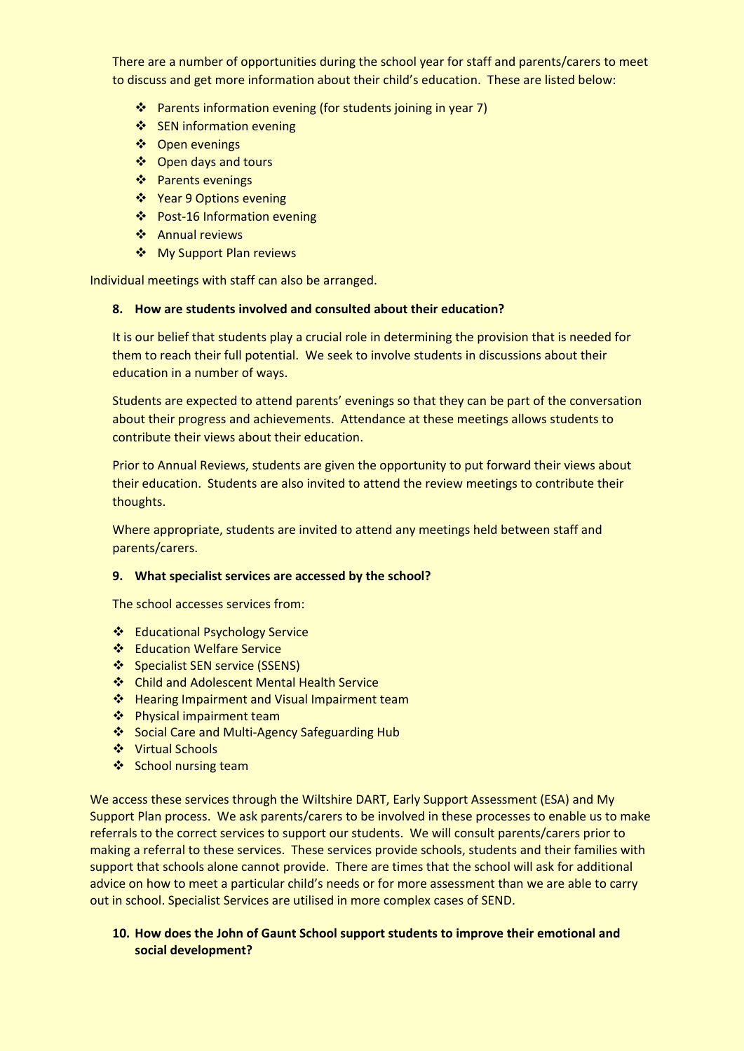There are a number of opportunities during the school year for staff and parents/carers to meet to discuss and get more information about their child's education. These are listed below:

- Parents information evening (for students joining in year 7)
- SEN information evening
- Open evenings
- Open days and tours
- Parents evenings
- Year 9 Options evening
- Post-16 Information evening
- Annual reviews
- My Support Plan reviews

Individual meetings with staff can also be arranged.

### 8. How are students involved and consulted about their education?

It is our belief that students play a crucial role in determining the provision that is needed for them to reach their full potential. We seek to involve students in discussions about their education in a number of ways.

Students are expected to attend parents' evenings so that they can be part of the conversation about their progress and achievements. Attendance at these meetings allows students to contribute their views about their education.

Prior to Annual Reviews, students are given the opportunity to put forward their views about their education. Students are also invited to attend the review meetings to contribute their thoughts.

Where appropriate, students are invited to attend any meetings held between staff and parents/carers.

### 9. What specialist services are accessed by the school?

The school accesses services from:

- Educational Psychology Service
- Education Welfare Service
- Specialist SEN service (SSENS)
- Child and Adolescent Mental Health Service
- Hearing Impairment and Visual Impairment team
- Physical impairment team
- Social Care and Multi-Agency Safeguarding Hub
- Virtual Schools
- School nursing team

We access these services through the Wiltshire DART, Early Support Assessment (ESA) and My Support Plan process. We ask parents/carers to be involved in these processes to enable us to make referrals to the correct services to support our students. We will consult parents/carers prior to making a referral to these services. These services provide schools, students and their families with support that schools alone cannot provide. There are times that the school will ask for additional advice on how to meet a particular child's needs or for more assessment than we are able to carry out in school. Specialist Services are utilised in more complex cases of SEND.

### 10. How does the John of Gaunt School support students to improve their emotional and social development?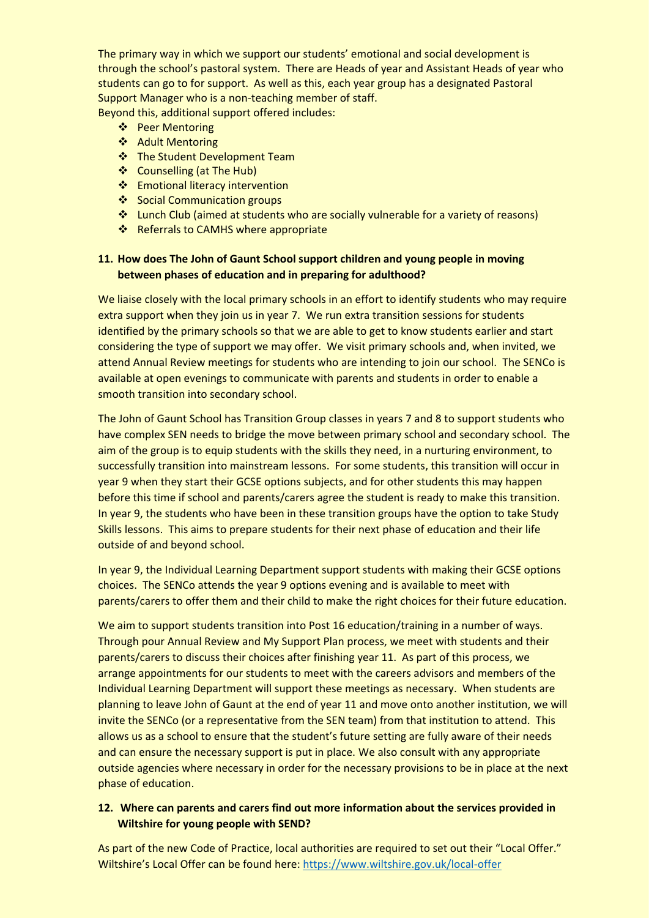The primary way in which we support our students' emotional and social development is through the school's pastoral system. There are Heads of year and Assistant Heads of year who students can go to for support. As well as this, each year group has a designated Pastoral Support Manager who is a non-teaching member of staff.
Beyond this, additional support offered includes:

- Peer Mentoring
- Adult Mentoring
- The Student Development Team
- Counselling (at The Hub)
- Emotional literacy intervention
- Social Communication groups
- Lunch Club (aimed at students who are socially vulnerable for a variety of reasons)
- Referrals to CAMHS where appropriate

**11. How does The John of Gaunt School support children and young people in moving between phases of education and in preparing for adulthood?**

We liaise closely with the local primary schools in an effort to identify students who may require extra support when they join us in year 7. We run extra transition sessions for students identified by the primary schools so that we are able to get to know students earlier and start considering the type of support we may offer. We visit primary schools and, when invited, we attend Annual Review meetings for students who are intending to join our school. The SENCo is available at open evenings to communicate with parents and students in order to enable a smooth transition into secondary school.

The John of Gaunt School has Transition Group classes in years 7 and 8 to support students who have complex SEN needs to bridge the move between primary school and secondary school. The aim of the group is to equip students with the skills they need, in a nurturing environment, to successfully transition into mainstream lessons. For some students, this transition will occur in year 9 when they start their GCSE options subjects, and for other students this may happen before this time if school and parents/carers agree the student is ready to make this transition. In year 9, the students who have been in these transition groups have the option to take Study Skills lessons. This aims to prepare students for their next phase of education and their life outside of and beyond school.

In year 9, the Individual Learning Department support students with making their GCSE options choices. The SENCo attends the year 9 options evening and is available to meet with parents/carers to offer them and their child to make the right choices for their future education.

We aim to support students transition into Post 16 education/training in a number of ways. Through pour Annual Review and My Support Plan process, we meet with students and their parents/carers to discuss their choices after finishing year 11. As part of this process, we arrange appointments for our students to meet with the careers advisors and members of the Individual Learning Department will support these meetings as necessary. When students are planning to leave John of Gaunt at the end of year 11 and move onto another institution, we will invite the SENCo (or a representative from the SEN team) from that institution to attend. This allows us as a school to ensure that the student's future setting are fully aware of their needs and can ensure the necessary support is put in place. We also consult with any appropriate outside agencies where necessary in order for the necessary provisions to be in place at the next phase of education.

**12. Where can parents and carers find out more information about the services provided in Wiltshire for young people with SEND?**

As part of the new Code of Practice, local authorities are required to set out their "Local Offer." Wiltshire's Local Offer can be found here: [https://www.wiltshire.gov.uk/local-offer](https://www.wiltshire.gov.uk/local-offer)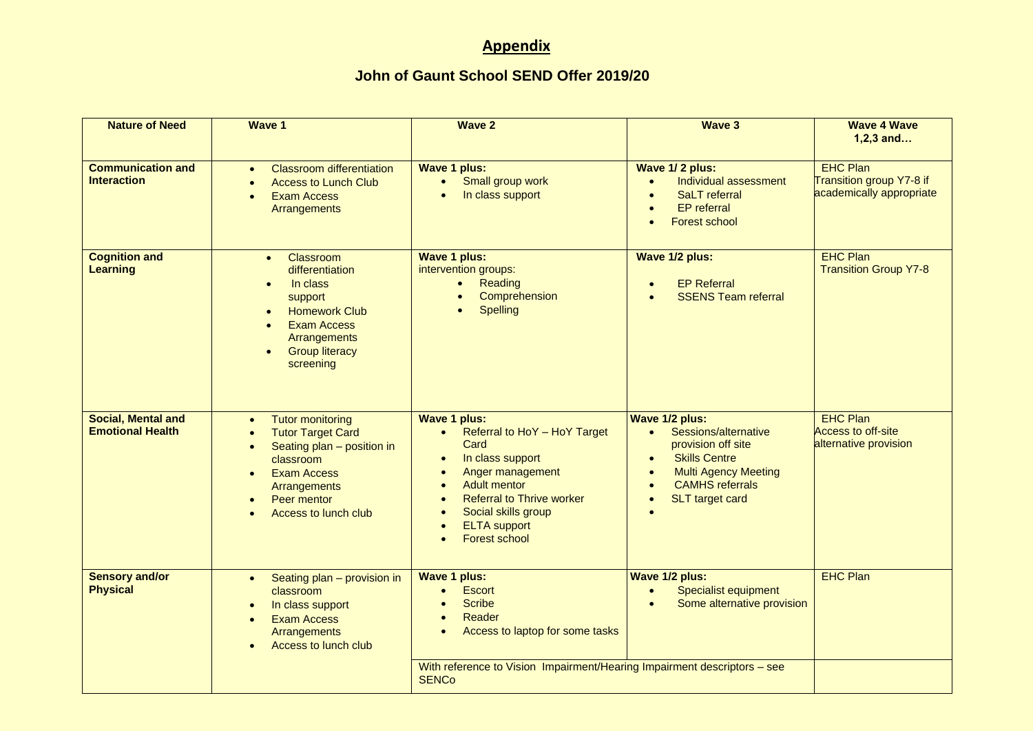## Appendix

### John of Gaunt School SEND Offer 2019/20

| Nature of Need | Wave 1 | Wave 2 | Wave 3 | Wave 4 Wave 1,2,3 and… |
|---|---|---|---|---|
| **Communication and Interaction** | • Classroom differentiation<br>• Access to Lunch Club<br>• Exam Access Arrangements | **Wave 1 plus:**<br>• Small group work<br>• In class support | **Wave 1/ 2 plus:**<br>• Individual assessment<br>• SaLT referral<br>• EP referral<br>• Forest school | EHC Plan<br>Transition group Y7-8 if academically appropriate |
| **Cognition and Learning** | • Classroom differentiation<br>• In class support<br>• Homework Club<br>• Exam Access Arrangements<br>• Group literacy screening | **Wave 1 plus:**<br>intervention groups:<br>• Reading<br>• Comprehension<br>• Spelling | **Wave 1/2 plus:**<br>• EP Referral<br>• SSENS Team referral | EHC Plan<br>Transition Group Y7-8 |
| **Social, Mental and Emotional Health** | • Tutor monitoring<br>• Tutor Target Card<br>• Seating plan – position in classroom<br>• Exam Access Arrangements<br>• Peer mentor<br>• Access to lunch club | **Wave 1 plus:**<br>• Referral to HoY – HoY Target Card<br>• In class support<br>• Anger management<br>• Adult mentor<br>• Referral to Thrive worker<br>• Social skills group<br>• ELTA support<br>• Forest school | **Wave 1/2 plus:**<br>• Sessions/alternative provision off site<br>• Skills Centre<br>• Multi Agency Meeting<br>• CAMHS referrals<br>• SLT target card<br>• | EHC Plan<br>Access to off-site alternative provision |
| **Sensory and/or Physical** | • Seating plan – provision in classroom<br>• In class support<br>• Exam Access Arrangements<br>• Access to lunch club | **Wave 1 plus:**<br>• Escort<br>• Scribe<br>• Reader<br>• Access to laptop for some tasks | **Wave 1/2 plus:**<br>• Specialist equipment<br>• Some alternative provision | EHC Plan |
| | | With reference to Vision Impairment/Hearing Impairment descriptors – see SENCo | | |